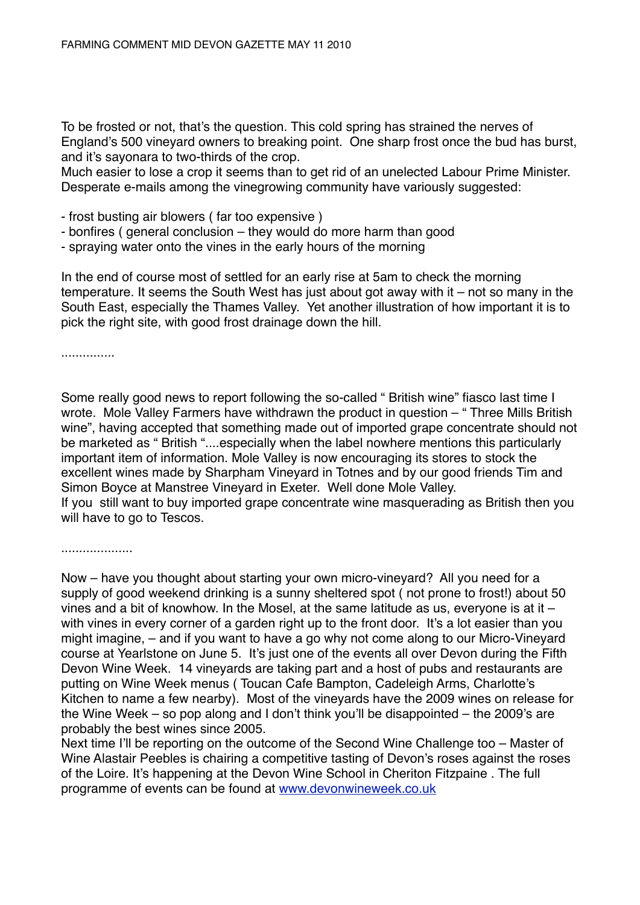FARMING COMMENT MID DEVON GAZETTE MAY 11 2010

To be frosted or not, that's the question. This cold spring has strained the nerves of England's 500 vineyard owners to breaking point. One sharp frost once the bud has burst, and it's sayonara to two-thirds of the crop.
Much easier to lose a crop it seems than to get rid of an unelected Labour Prime Minister. Desperate e-mails among the vinegrowing community have variously suggested:

- frost busting air blowers ( far too expensive )
- bonfires ( general conclusion – they would do more harm than good
- spraying water onto the vines in the early hours of the morning

In the end of course most of settled for an early rise at 5am to check the morning temperature. It seems the South West has just about got away with it – not so many in the South East, especially the Thames Valley. Yet another illustration of how important it is to pick the right site, with good frost drainage down the hill.

...............

Some really good news to report following the so-called " British wine" fiasco last time I wrote. Mole Valley Farmers have withdrawn the product in question – " Three Mills British wine", having accepted that something made out of imported grape concentrate should not be marketed as " British "....especially when the label nowhere mentions this particularly important item of information. Mole Valley is now encouraging its stores to stock the excellent wines made by Sharpham Vineyard in Totnes and by our good friends Tim and Simon Boyce at Manstree Vineyard in Exeter. Well done Mole Valley.
If you still want to buy imported grape concentrate wine masquerading as British then you will have to go to Tescos.

....................

Now – have you thought about starting your own micro-vineyard? All you need for a supply of good weekend drinking is a sunny sheltered spot ( not prone to frost!) about 50 vines and a bit of knowhow. In the Mosel, at the same latitude as us, everyone is at it – with vines in every corner of a garden right up to the front door. It's a lot easier than you might imagine, – and if you want to have a go why not come along to our Micro-Vineyard course at Yearlstone on June 5. It's just one of the events all over Devon during the Fifth Devon Wine Week. 14 vineyards are taking part and a host of pubs and restaurants are putting on Wine Week menus ( Toucan Cafe Bampton, Cadeleigh Arms, Charlotte's Kitchen to name a few nearby). Most of the vineyards have the 2009 wines on release for the Wine Week – so pop along and I don't think you'll be disappointed – the 2009's are probably the best wines since 2005.
Next time I'll be reporting on the outcome of the Second Wine Challenge too – Master of Wine Alastair Peebles is chairing a competitive tasting of Devon's roses against the roses of the Loire. It's happening at the Devon Wine School in Cheriton Fitzpaine . The full programme of events can be found at [www.devonwineweek.co.uk](http://www.devonwineweek.co.uk)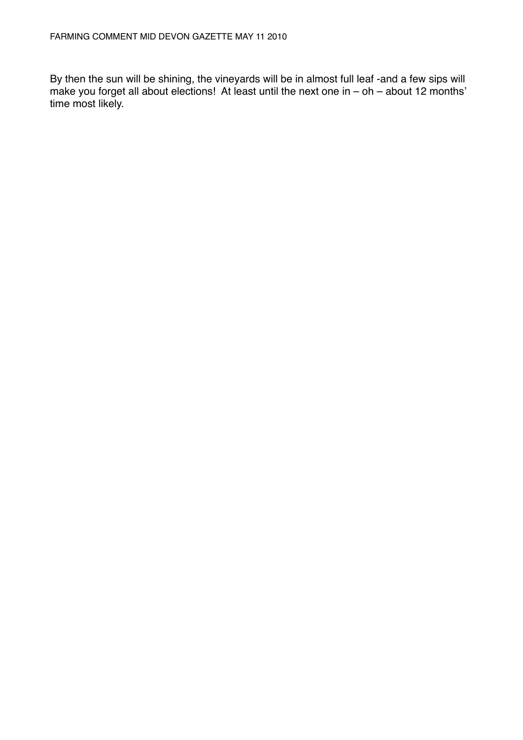By then the sun will be shining, the vineyards will be in almost full leaf -and a few sips will make you forget all about elections! At least until the next one in – oh – about 12 months' time most likely.